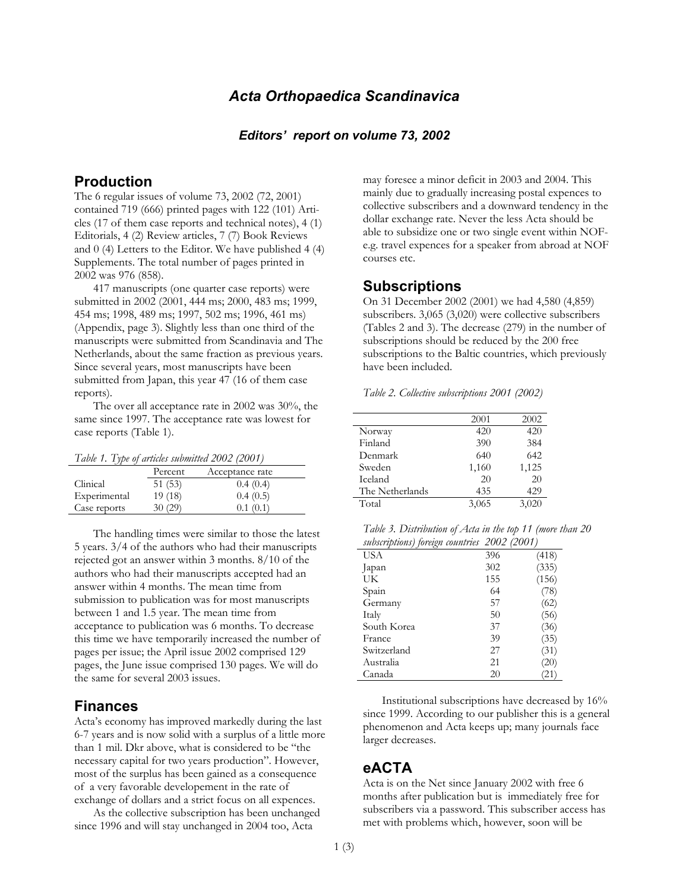# *Acta Orthopaedica Scandinavica*

### *Editors' report on volume 73, 2002*

## Production

The 6 regular issues of volume 73, 2002 (72, 2001) contained 719 (666) printed pages with 122 (101) Articles (17 of them case reports and technical notes), 4 (1) Editorials, 4 (2) Review articles, 7 (7) Book Reviews and 0 (4) Letters to the Editor. We have published 4 (4) Supplements. The total number of pages printed in 2002 was 976 (858).

417 manuscripts (one quarter case reports) were submitted in 2002 (2001, 444 ms; 2000, 483 ms; 1999, 454 ms; 1998, 489 ms; 1997, 502 ms; 1996, 461 ms) (Appendix, page 3). Slightly less than one third of the manuscripts were submitted from Scandinavia and The Netherlands, about the same fraction as previous years. Since several years, most manuscripts have been submitted from Japan, this year 47 (16 of them case reports).

The over all acceptance rate in 2002 was 30%, the same since 1997. The acceptance rate was lowest for case reports (Table 1).

*Table 1. Type of articles submitted 2002 (2001)*

| | Percent | Acceptance rate |
|---|---|---|
| Clinical | 51 (53) | 0.4 (0.4) |
| Experimental | 19 (18) | 0.4 (0.5) |
| Case reports | 30 (29) | 0.1 (0.1) |

The handling times were similar to those the latest 5 years. 3/4 of the authors who had their manuscripts rejected got an answer within 3 months. 8/10 of the authors who had their manuscripts accepted had an answer within 4 months. The mean time from submission to publication was for most manuscripts between 1 and 1.5 year. The mean time from acceptance to publication was 6 months. To decrease this time we have temporarily increased the number of pages per issue; the April issue 2002 comprised 129 pages, the June issue comprised 130 pages. We will do the same for several 2003 issues.

## Finances

Acta's economy has improved markedly during the last 6-7 years and is now solid with a surplus of a little more than 1 mil. Dkr above, what is considered to be "the necessary capital for two years production". However, most of the surplus has been gained as a consequence of a very favorable developement in the rate of exchange of dollars and a strict focus on all expences.

As the collective subscription has been unchanged since 1996 and will stay unchanged in 2004 too, Acta may foresee a minor deficit in 2003 and 2004. This mainly due to gradually increasing postal expences to collective subscribers and a downward tendency in the dollar exchange rate. Never the less Acta should be able to subsidize one or two single event within NOF- e.g. travel expences for a speaker from abroad at NOF courses etc.

## Subscriptions

On 31 December 2002 (2001) we had 4,580 (4,859) subscribers. 3,065 (3,020) were collective subscribers (Tables 2 and 3). The decrease (279) in the number of subscriptions should be reduced by the 200 free subscriptions to the Baltic countries, which previously have been included.

*Table 2. Collective subscriptions 2001 (2002)*

| | 2001 | 2002 |
|---|---|---|
| Norway | 420 | 420 |
| Finland | 390 | 384 |
| Denmark | 640 | 642 |
| Sweden | 1,160 | 1,125 |
| Iceland | 20 | 20 |
| The Netherlands | 435 | 429 |
| Total | 3,065 | 3,020 |

*Table 3. Distribution of Acta in the top 11 (more than 20 subscriptions) foreign countries 2002 (2001)*

| | | |
|---|---|---|
| USA | 396 | (418) |
| Japan | 302 | (335) |
| UK | 155 | (156) |
| Spain | 64 | (78) |
| Germany | 57 | (62) |
| Italy | 50 | (56) |
| South Korea | 37 | (36) |
| France | 39 | (35) |
| Switzerland | 27 | (31) |
| Australia | 21 | (20) |
| Canada | 20 | (21) |

Institutional subscriptions have decreased by 16% since 1999. According to our publisher this is a general phenomenon and Acta keeps up; many journals face larger decreases.

## eACTA

Acta is on the Net since January 2002 with free 6 months after publication but is immediately free for subscribers via a password. This subscriber access has met with problems which, however, soon will be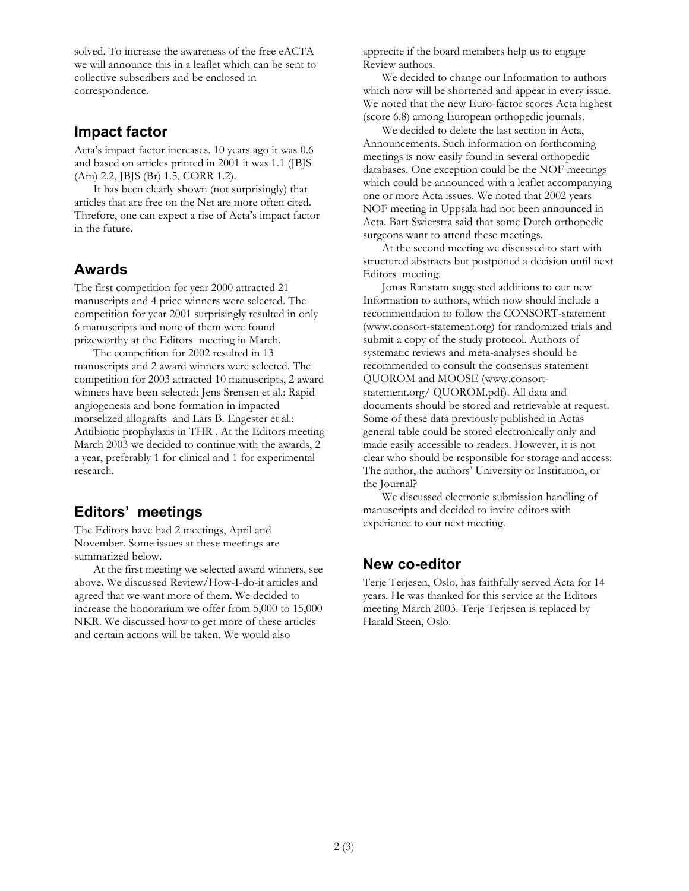solved. To increase the awareness of the free eACTA we will announce this in a leaflet which can be sent to collective subscribers and be enclosed in correspondence.

## Impact factor

Acta's impact factor increases. 10 years ago it was 0.6 and based on articles printed in 2001 it was 1.1 (JBJS (Am) 2.2, JBJS (Br) 1.5, CORR 1.2).

It has been clearly shown (not surprisingly) that articles that are free on the Net are more often cited. Threfore, one can expect a rise of Acta's impact factor in the future.

## Awards

The first competition for year 2000 attracted 21 manuscripts and 4 price winners were selected. The competition for year 2001 surprisingly resulted in only 6 manuscripts and none of them were found prizeworthy at the Editors meeting in March.

The competition for 2002 resulted in 13 manuscripts and 2 award winners were selected. The competition for 2003 attracted 10 manuscripts, 2 award winners have been selected: Jens Srensen et al.: Rapid angiogenesis and bone formation in impacted morselized allografts and Lars B. Engester et al.: Antibiotic prophylaxis in THR . At the Editors meeting March 2003 we decided to continue with the awards, 2 a year, preferably 1 for clinical and 1 for experimental research.

## Editors' meetings

The Editors have had 2 meetings, April and November. Some issues at these meetings are summarized below.

At the first meeting we selected award winners, see above. We discussed Review/How-I-do-it articles and agreed that we want more of them. We decided to increase the honorarium we offer from 5,000 to 15,000 NKR. We discussed how to get more of these articles and certain actions will be taken. We would also apprecite if the board members help us to engage Review authors.

We decided to change our Information to authors which now will be shortened and appear in every issue. We noted that the new Euro-factor scores Acta highest (score 6.8) among European orthopedic journals.

We decided to delete the last section in Acta, Announcements. Such information on forthcoming meetings is now easily found in several orthopedic databases. One exception could be the NOF meetings which could be announced with a leaflet accompanying one or more Acta issues. We noted that 2002 years NOF meeting in Uppsala had not been announced in Acta. Bart Swierstra said that some Dutch orthopedic surgeons want to attend these meetings.

At the second meeting we discussed to start with structured abstracts but postponed a decision until next Editors meeting.

Jonas Ranstam suggested additions to our new Information to authors, which now should include a recommendation to follow the CONSORT-statement (www.consort-statement.org) for randomized trials and submit a copy of the study protocol. Authors of systematic reviews and meta-analyses should be recommended to consult the consensus statement QUOROM and MOOSE (www.consort-statement.org/ QUOROM.pdf). All data and documents should be stored and retrievable at request. Some of these data previously published in Actas general table could be stored electronically only and made easily accessible to readers. However, it is not clear who should be responsible for storage and access: The author, the authors' University or Institution, or the Journal?

We discussed electronic submission handling of manuscripts and decided to invite editors with experience to our next meeting.

## New co-editor

Terje Terjesen, Oslo, has faithfully served Acta for 14 years. He was thanked for this service at the Editors meeting March 2003. Terje Terjesen is replaced by Harald Steen, Oslo.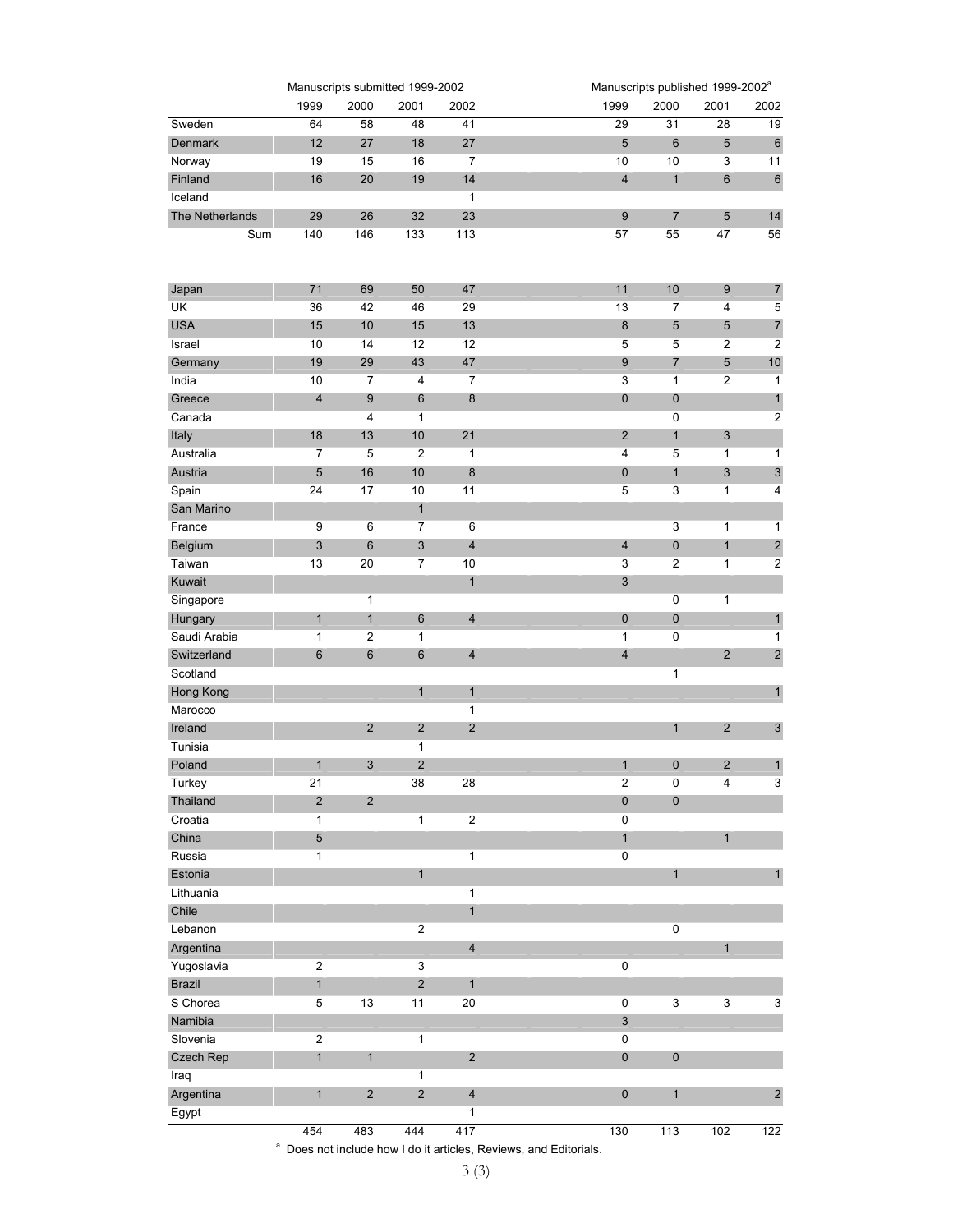| | Manuscripts submitted 1999-2002 | | | | Manuscripts published 1999-2002[a] | | | |
|---|---|---|---|---|---|---|---|---|
| | 1999 | 2000 | 2001 | 2002 | 1999 | 2000 | 2001 | 2002 |
| Sweden | 64 | 58 | 48 | 41 | 29 | 31 | 28 | 19 |
| Denmark | 12 | 27 | 18 | 27 | 5 | 6 | 5 | 6 |
| Norway | 19 | 15 | 16 | 7 | 10 | 10 | 3 | 11 |
| Finland | 16 | 20 | 19 | 14 | 4 | 1 | 6 | 6 |
| Iceland | | | | 1 | | | | |
| The Netherlands | 29 | 26 | 32 | 23 | 9 | 7 | 5 | 14 |
| Sum | 140 | 146 | 133 | 113 | 57 | 55 | 47 | 56 |
| | | | | | | | | |
| Japan | 71 | 69 | 50 | 47 | 11 | 10 | 9 | 7 |
| UK | 36 | 42 | 46 | 29 | 13 | 7 | 4 | 5 |
| USA | 15 | 10 | 15 | 13 | 8 | 5 | 5 | 7 |
| Israel | 10 | 14 | 12 | 12 | 5 | 5 | 2 | 2 |
| Germany | 19 | 29 | 43 | 47 | 9 | 7 | 5 | 10 |
| India | 10 | 7 | 4 | 7 | 3 | 1 | 2 | 1 |
| Greece | 4 | 9 | 6 | 8 | 0 | 0 | | 1 |
| Canada | | 4 | 1 | | | 0 | | 2 |
| Italy | 18 | 13 | 10 | 21 | 2 | 1 | 3 | |
| Australia | 7 | 5 | 2 | 1 | 4 | 5 | 1 | 1 |
| Austria | 5 | 16 | 10 | 8 | 0 | 1 | 3 | 3 |
| Spain | 24 | 17 | 10 | 11 | 5 | 3 | 1 | 4 |
| San Marino | | | 1 | | | | | |
| France | 9 | 6 | 7 | 6 | | 3 | 1 | 1 |
| Belgium | 3 | 6 | 3 | 4 | 4 | 0 | 1 | 2 |
| Taiwan | 13 | 20 | 7 | 10 | 3 | 2 | 1 | 2 |
| Kuwait | | | | 1 | 3 | | | |
| Singapore | | 1 | | | | 0 | 1 | |
| Hungary | 1 | 1 | 6 | 4 | 0 | 0 | | 1 |
| Saudi Arabia | 1 | 2 | 1 | | 1 | 0 | | 1 |
| Switzerland | 6 | 6 | 6 | 4 | 4 | | 2 | 2 |
| Scotland | | | | | | 1 | | |
| Hong Kong | | | 1 | 1 | | | | 1 |
| Marocco | | | | 1 | | | | |
| Ireland | | 2 | 2 | 2 | | 1 | 2 | 3 |
| Tunisia | | | 1 | | | | | |
| Poland | 1 | 3 | 2 | | 1 | 0 | 2 | 1 |
| Turkey | 21 | | 38 | 28 | 2 | 0 | 4 | 3 |
| Thailand | 2 | 2 | | | 0 | 0 | | |
| Croatia | 1 | | 1 | 2 | 0 | | | |
| China | 5 | | | | 1 | | 1 | |
| Russia | 1 | | | 1 | 0 | | | |
| Estonia | | | 1 | | | 1 | | 1 |
| Lithuania | | | | 1 | | | | |
| Chile | | | | 1 | | | | |
| Lebanon | | | 2 | | | 0 | | |
| Argentina | | | | 4 | | | 1 | |
| Yugoslavia | 2 | | 3 | | 0 | | | |
| Brazil | 1 | | 2 | 1 | | | | |
| S Chorea | 5 | 13 | 11 | 20 | 0 | 3 | 3 | 3 |
| Namibia | | | | | 3 | | | |
| Slovenia | 2 | | 1 | | 0 | | | |
| Czech Rep | 1 | 1 | | 2 | 0 | 0 | | |
| Iraq | | | 1 | | | | | |
| Argentina | 1 | 2 | 2 | 4 | 0 | 1 | | 2 |
| Egypt | | | | 1 | | | | |
| | 454 | 483 | 444 | 417 | 130 | 113 | 102 | 122 |

[a] Does not include how I do it articles, Reviews, and Editorials.